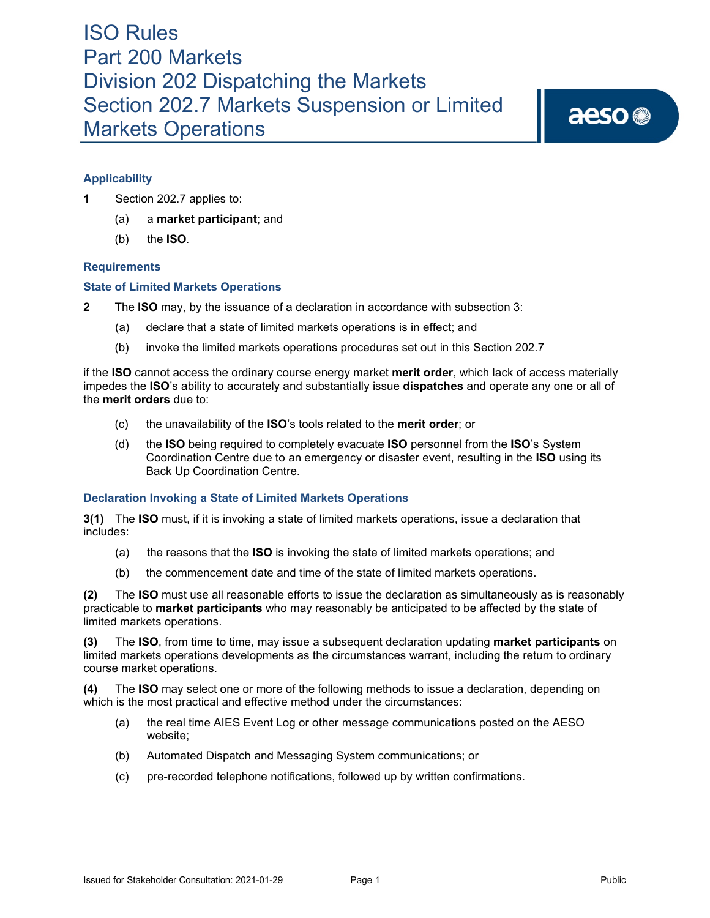# ISO Rules
# Part 200 Markets
# Division 202 Dispatching the Markets
# Section 202.7 Markets Suspension or Limited Markets Operations

### Applicability

**1** Section 202.7 applies to:

(a) a **market participant**; and

(b) the **ISO**.

### Requirements

### State of Limited Markets Operations

**2** The **ISO** may, by the issuance of a declaration in accordance with subsection 3:

(a) declare that a state of limited markets operations is in effect; and

(b) invoke the limited markets operations procedures set out in this Section 202.7

if the **ISO** cannot access the ordinary course energy market **merit order**, which lack of access materially impedes the **ISO**'s ability to accurately and substantially issue **dispatches** and operate any one or all of the **merit orders** due to:

(c) the unavailability of the **ISO**'s tools related to the **merit order**; or

(d) the **ISO** being required to completely evacuate **ISO** personnel from the **ISO**'s System Coordination Centre due to an emergency or disaster event, resulting in the **ISO** using its Back Up Coordination Centre.

### Declaration Invoking a State of Limited Markets Operations

**3(1)** The **ISO** must, if it is invoking a state of limited markets operations, issue a declaration that includes:

(a) the reasons that the **ISO** is invoking the state of limited markets operations; and

(b) the commencement date and time of the state of limited markets operations.

**(2)** The **ISO** must use all reasonable efforts to issue the declaration as simultaneously as is reasonably practicable to **market participants** who may reasonably be anticipated to be affected by the state of limited markets operations.

**(3)** The **ISO**, from time to time, may issue a subsequent declaration updating **market participants** on limited markets operations developments as the circumstances warrant, including the return to ordinary course market operations.

**(4)** The **ISO** may select one or more of the following methods to issue a declaration, depending on which is the most practical and effective method under the circumstances:

(a) the real time AIES Event Log or other message communications posted on the AESO website;

(b) Automated Dispatch and Messaging System communications; or

(c) pre-recorded telephone notifications, followed up by written confirmations.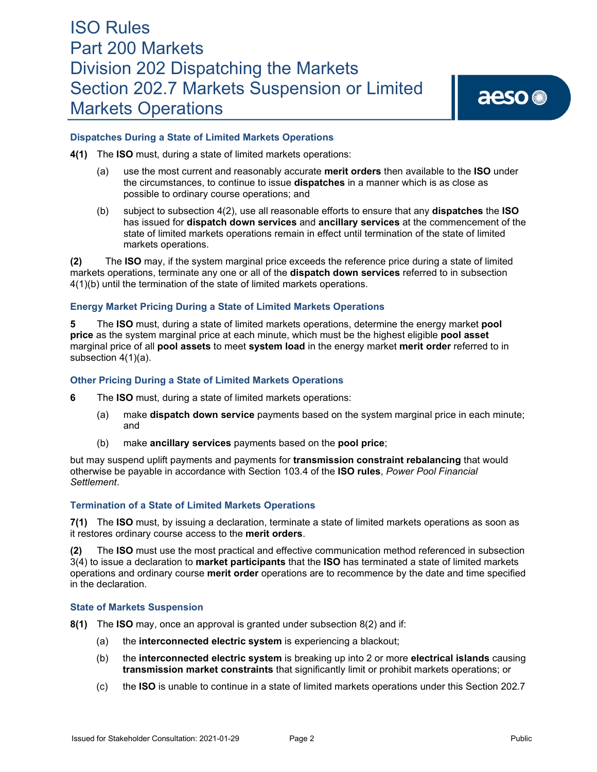### Dispatches During a State of Limited Markets Operations

**4(1)** The **ISO** must, during a state of limited markets operations:

(a) use the most current and reasonably accurate **merit orders** then available to the **ISO** under the circumstances, to continue to issue **dispatches** in a manner which is as close as possible to ordinary course operations; and

(b) subject to subsection 4(2), use all reasonable efforts to ensure that any **dispatches** the **ISO** has issued for **dispatch down services** and **ancillary services** at the commencement of the state of limited markets operations remain in effect until termination of the state of limited markets operations.

**(2)** The **ISO** may, if the system marginal price exceeds the reference price during a state of limited markets operations, terminate any one or all of the **dispatch down services** referred to in subsection 4(1)(b) until the termination of the state of limited markets operations.

### Energy Market Pricing During a State of Limited Markets Operations

**5** The **ISO** must, during a state of limited markets operations, determine the energy market **pool price** as the system marginal price at each minute, which must be the highest eligible **pool asset** marginal price of all **pool assets** to meet **system load** in the energy market **merit order** referred to in subsection 4(1)(a).

### Other Pricing During a State of Limited Markets Operations

**6** The **ISO** must, during a state of limited markets operations:

(a) make **dispatch down service** payments based on the system marginal price in each minute; and

(b) make **ancillary services** payments based on the **pool price**;

but may suspend uplift payments and payments for **transmission constraint rebalancing** that would otherwise be payable in accordance with Section 103.4 of the **ISO rules**, *Power Pool Financial Settlement*.

### Termination of a State of Limited Markets Operations

**7(1)** The **ISO** must, by issuing a declaration, terminate a state of limited markets operations as soon as it restores ordinary course access to the **merit orders**.

**(2)** The **ISO** must use the most practical and effective communication method referenced in subsection 3(4) to issue a declaration to **market participants** that the **ISO** has terminated a state of limited markets operations and ordinary course **merit order** operations are to recommence by the date and time specified in the declaration.

### State of Markets Suspension

**8(1)** The **ISO** may, once an approval is granted under subsection 8(2) and if:

(a) the **interconnected electric system** is experiencing a blackout;

(b) the **interconnected electric system** is breaking up into 2 or more **electrical islands** causing **transmission market constraints** that significantly limit or prohibit markets operations; or

(c) the **ISO** is unable to continue in a state of limited markets operations under this Section 202.7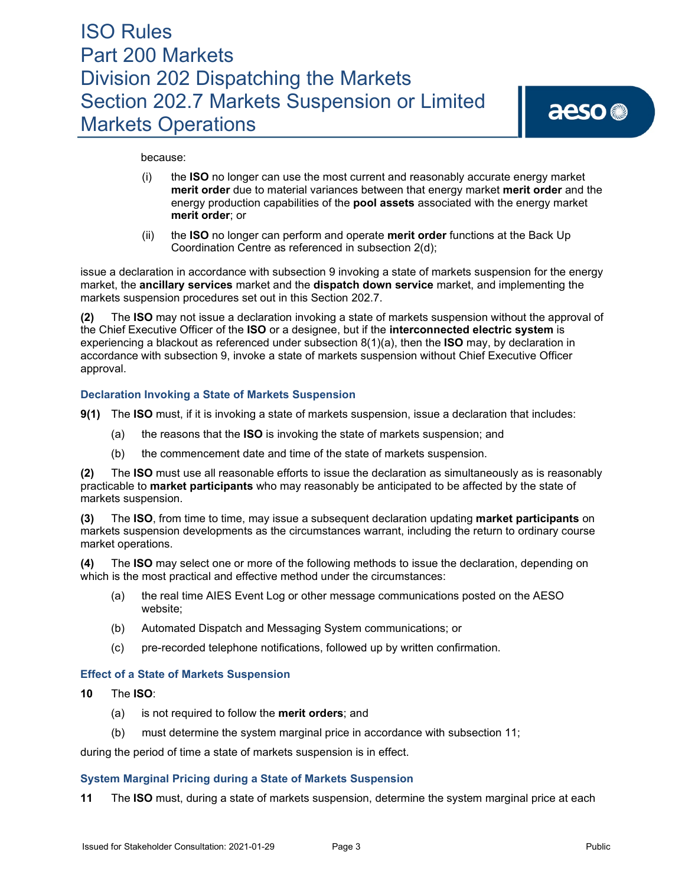because:

(i) the **ISO** no longer can use the most current and reasonably accurate energy market **merit order** due to material variances between that energy market **merit order** and the energy production capabilities of the **pool assets** associated with the energy market **merit order**; or

(ii) the **ISO** no longer can perform and operate **merit order** functions at the Back Up Coordination Centre as referenced in subsection 2(d);

issue a declaration in accordance with subsection 9 invoking a state of markets suspension for the energy market, the **ancillary services** market and the **dispatch down service** market, and implementing the markets suspension procedures set out in this Section 202.7.

**(2)** The **ISO** may not issue a declaration invoking a state of markets suspension without the approval of the Chief Executive Officer of the **ISO** or a designee, but if the **interconnected electric system** is experiencing a blackout as referenced under subsection 8(1)(a), then the **ISO** may, by declaration in accordance with subsection 9, invoke a state of markets suspension without Chief Executive Officer approval.

### Declaration Invoking a State of Markets Suspension

**9(1)** The **ISO** must, if it is invoking a state of markets suspension, issue a declaration that includes:

(a) the reasons that the **ISO** is invoking the state of markets suspension; and

(b) the commencement date and time of the state of markets suspension.

**(2)** The **ISO** must use all reasonable efforts to issue the declaration as simultaneously as is reasonably practicable to **market participants** who may reasonably be anticipated to be affected by the state of markets suspension.

**(3)** The **ISO**, from time to time, may issue a subsequent declaration updating **market participants** on markets suspension developments as the circumstances warrant, including the return to ordinary course market operations.

**(4)** The **ISO** may select one or more of the following methods to issue the declaration, depending on which is the most practical and effective method under the circumstances:

(a) the real time AIES Event Log or other message communications posted on the AESO website;

(b) Automated Dispatch and Messaging System communications; or

(c) pre-recorded telephone notifications, followed up by written confirmation.

### Effect of a State of Markets Suspension

**10** The **ISO**:

(a) is not required to follow the **merit orders**; and

(b) must determine the system marginal price in accordance with subsection 11;

during the period of time a state of markets suspension is in effect.

### System Marginal Pricing during a State of Markets Suspension

**11** The **ISO** must, during a state of markets suspension, determine the system marginal price at each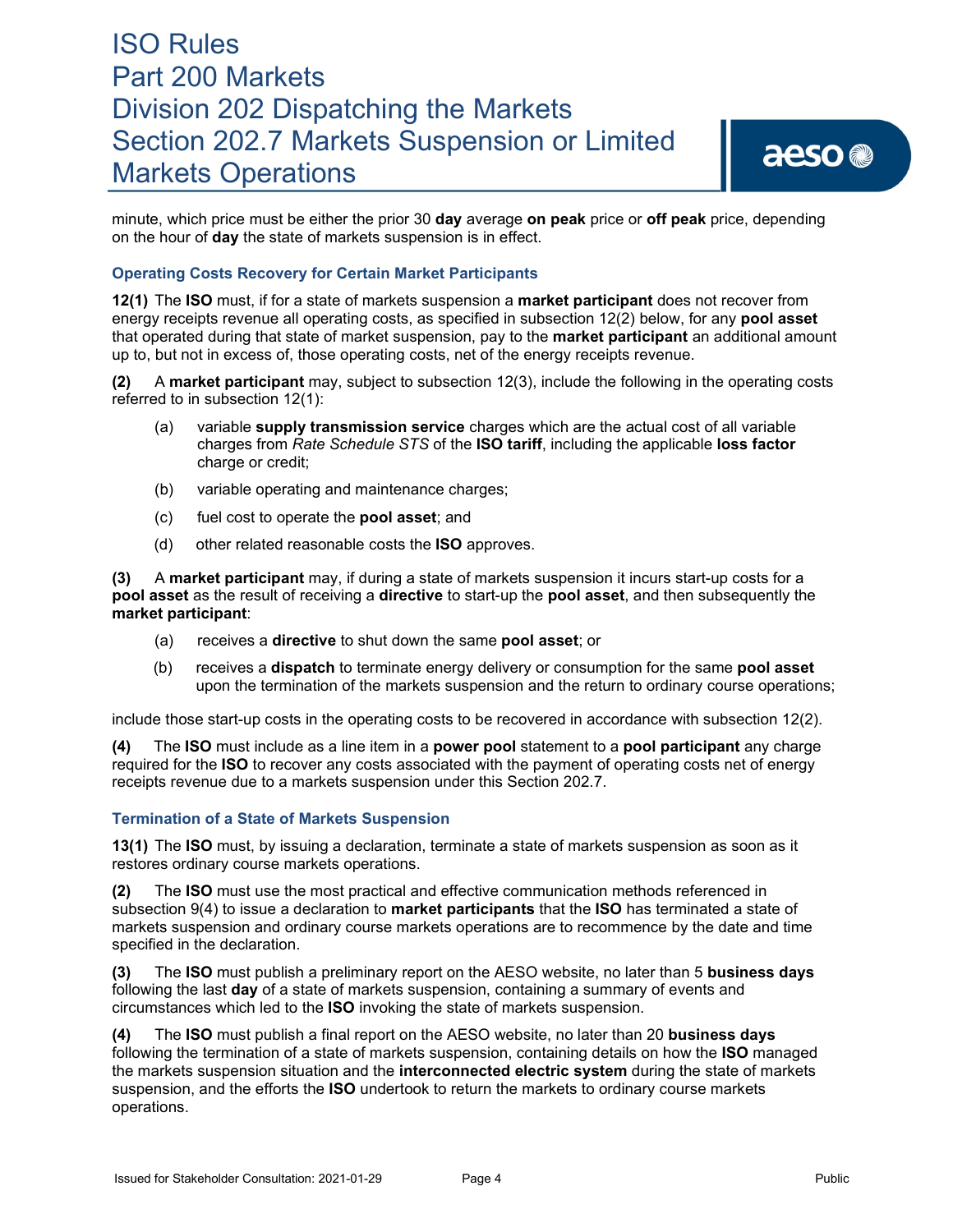minute, which price must be either the prior 30 **day** average **on peak** price or **off peak** price, depending on the hour of **day** the state of markets suspension is in effect.

### Operating Costs Recovery for Certain Market Participants

**12(1)** The **ISO** must, if for a state of markets suspension a **market participant** does not recover from energy receipts revenue all operating costs, as specified in subsection 12(2) below, for any **pool asset** that operated during that state of market suspension, pay to the **market participant** an additional amount up to, but not in excess of, those operating costs, net of the energy receipts revenue.

**(2)** A **market participant** may, subject to subsection 12(3), include the following in the operating costs referred to in subsection 12(1):

- (a) variable **supply transmission service** charges which are the actual cost of all variable charges from *Rate Schedule STS* of the **ISO tariff**, including the applicable **loss factor** charge or credit;
- (b) variable operating and maintenance charges;
- (c) fuel cost to operate the **pool asset**; and
- (d) other related reasonable costs the **ISO** approves.

**(3)** A **market participant** may, if during a state of markets suspension it incurs start-up costs for a **pool asset** as the result of receiving a **directive** to start-up the **pool asset**, and then subsequently the **market participant**:

- (a) receives a **directive** to shut down the same **pool asset**; or
- (b) receives a **dispatch** to terminate energy delivery or consumption for the same **pool asset** upon the termination of the markets suspension and the return to ordinary course operations;

include those start-up costs in the operating costs to be recovered in accordance with subsection 12(2).

**(4)** The **ISO** must include as a line item in a **power pool** statement to a **pool participant** any charge required for the **ISO** to recover any costs associated with the payment of operating costs net of energy receipts revenue due to a markets suspension under this Section 202.7.

### Termination of a State of Markets Suspension

**13(1)** The **ISO** must, by issuing a declaration, terminate a state of markets suspension as soon as it restores ordinary course markets operations.

**(2)** The **ISO** must use the most practical and effective communication methods referenced in subsection 9(4) to issue a declaration to **market participants** that the **ISO** has terminated a state of markets suspension and ordinary course markets operations are to recommence by the date and time specified in the declaration.

**(3)** The **ISO** must publish a preliminary report on the AESO website, no later than 5 **business days** following the last **day** of a state of markets suspension, containing a summary of events and circumstances which led to the **ISO** invoking the state of markets suspension.

**(4)** The **ISO** must publish a final report on the AESO website, no later than 20 **business days** following the termination of a state of markets suspension, containing details on how the **ISO** managed the markets suspension situation and the **interconnected electric system** during the state of markets suspension, and the efforts the **ISO** undertook to return the markets to ordinary course markets operations.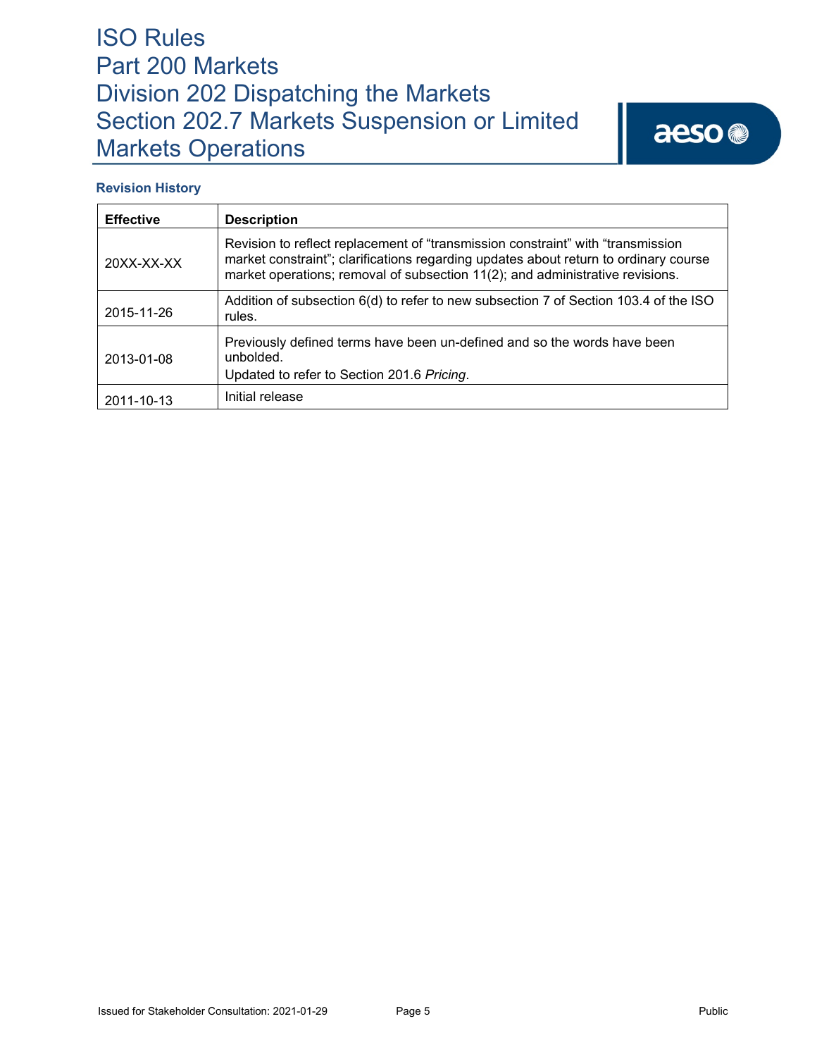### Revision History

| Effective | Description |
|---|---|
| 20XX-XX-XX | Revision to reflect replacement of "transmission constraint" with "transmission market constraint"; clarifications regarding updates about return to ordinary course market operations; removal of subsection 11(2); and administrative revisions. |
| 2015-11-26 | Addition of subsection 6(d) to refer to new subsection 7 of Section 103.4 of the ISO rules. |
| 2013-01-08 | Previously defined terms have been un-defined and so the words have been unbolded.<br>Updated to refer to Section 201.6 *Pricing*. |
| 2011-10-13 | Initial release |